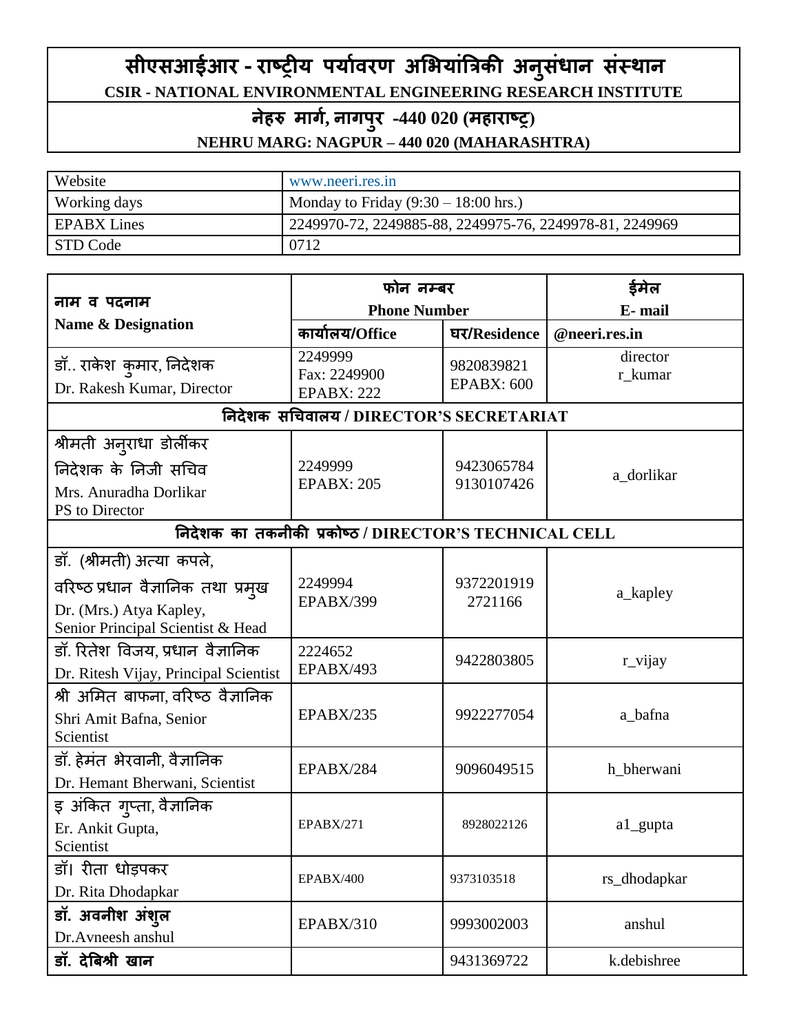# सीएसआईआर - राष्ट्रीय पर्यावरण अभियांत्रिकी अनुसंधान संस्थान

**CSIR - NATIONAL ENVIRONMENTAL ENGINEERING RESEARCH INSTITUTE**

## नेहरु मार्ग, नागपुर -440 020 (महाराष्ट्र)

**NEHRU MARG: NAGPUR – 440 020 (MAHARASHTRA)**

| Website | www.neeri.res.in |
|---|---|
| Working days | Monday to Friday (9:30 – 18:00 hrs.) |
| EPABX Lines | 2249970-72, 2249885-88, 2249975-76, 2249978-81, 2249969 |
| STD Code | 0712 |

| नाम व पदनाम<br>Name & Designation | फोन नम्बर<br>Phone Number | | ईमेल<br>E- mail |
|---|---|---|---|
| | कार्यालय/Office | घर/Residence | @neeri.res.in |
| डॉ.. राकेश कुमार, निदेशक<br>Dr. Rakesh Kumar, Director | 2249999<br>Fax: 2249900<br>EPABX: 222 | 9820839821<br>EPABX: 600 | director<br>r_kumar |
| **निदेशक सचिवालय / DIRECTOR'S SECRETARIAT** | | | |
| श्रीमती अनुराधा डोर्लीकर<br>निदेशक के निजी सचिव<br>Mrs. Anuradha Dorlikar<br>PS to Director | 2249999<br>EPABX: 205 | 9423065784<br>9130107426 | a_dorlikar |
| **निदेशक का तकनीकी प्रकोष्ठ / DIRECTOR'S TECHNICAL CELL** | | | |
| डॉ. (श्रीमती) अत्या कपले,<br>वरिष्ठ प्रधान वैज्ञानिक तथा प्रमुख<br>Dr. (Mrs.) Atya Kapley,<br>Senior Principal Scientist & Head | 2249994<br>EPABX/399 | 9372201919<br>2721166 | a_kapley |
| डॉ. रितेश विजय, प्रधान वैज्ञानिक<br>Dr. Ritesh Vijay, Principal Scientist | 2224652<br>EPABX/493 | 9422803805 | r_vijay |
| श्री अमित बाफना, वरिष्ठ वैज्ञानिक<br>Shri Amit Bafna, Senior Scientist | EPABX/235 | 9922277054 | a_bafna |
| डॉ. हेमंत भेरवानी, वैज्ञानिक<br>Dr. Hemant Bherwani, Scientist | EPABX/284 | 9096049515 | h_bherwani |
| इ अंकित गुप्ता, वैज्ञानिक<br>Er. Ankit Gupta,<br>Scientist | EPABX/271 | 8928022126 | a1_gupta |
| डॉ। रीता धोड़पकर<br>Dr. Rita Dhodapkar | EPABX/400 | 9373103518 | rs_dhodapkar |
| **डॉ. अवनीश अंशुल**<br>Dr.Avneesh anshul | EPABX/310 | 9993002003 | anshul |
| **डॉ. देबिश्री खान** | | 9431369722 | k.debishree |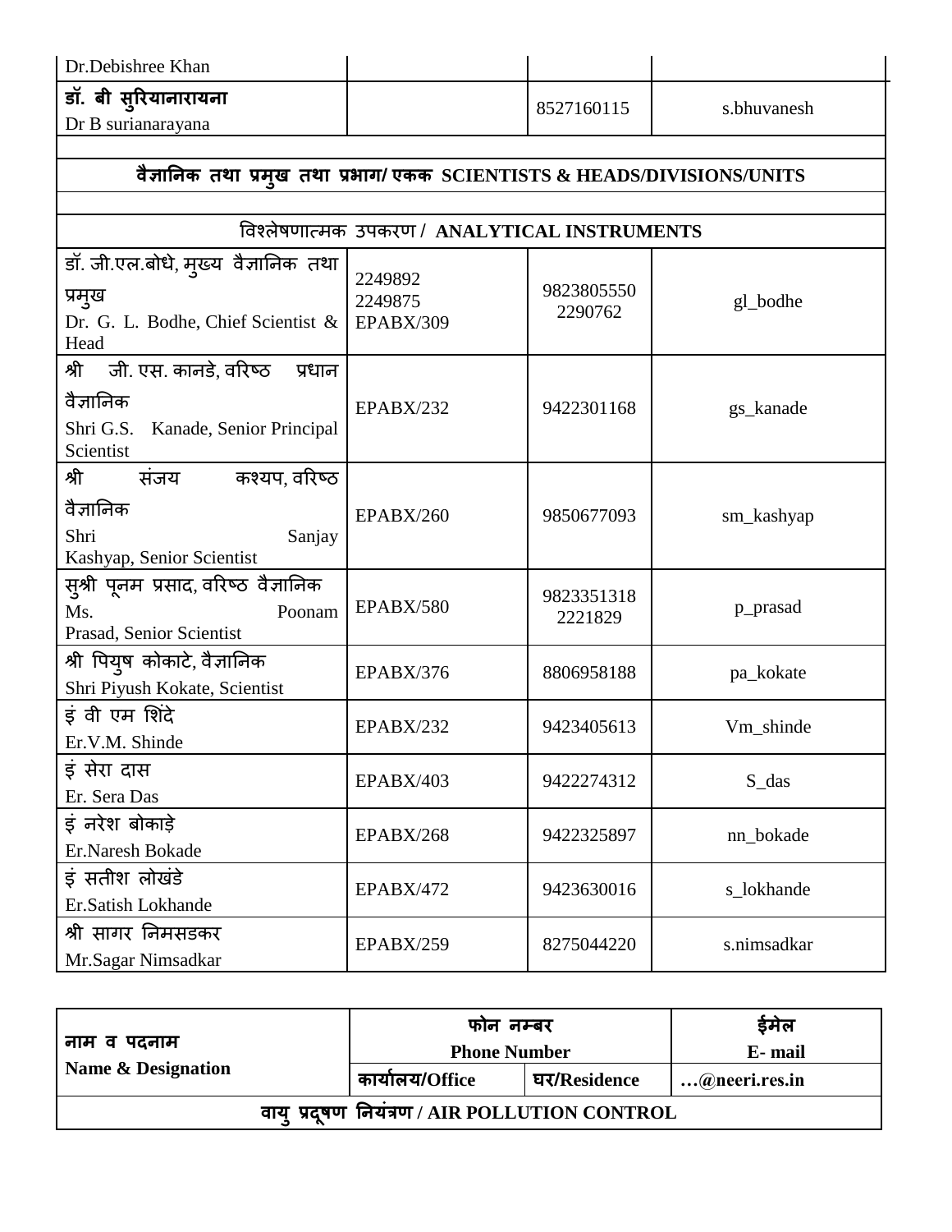| | | | |
|---|---|---|---|
| Dr.Debishree Khan | | | |
| डॉ. बी सुरियानारायना<br>Dr B surianarayana | | 8527160115 | s.bhuvanesh |
| | | | |
| **वैज्ञानिक तथा प्रमुख तथा प्रभाग/ एकक SCIENTISTS & HEADS/DIVISIONS/UNITS** | | | |
| | | | |
| विश्लेषणात्मक उपकरण / **ANALYTICAL INSTRUMENTS** | | | |
| डॉ. जी.एल.बोधे, मुख्य वैज्ञानिक तथा प्रमुख<br>Dr. G. L. Bodhe, Chief Scientist & Head | 2249892<br>2249875<br>EPABX/309 | 9823805550<br>2290762 | gl_bodhe |
| श्री जी. एस. कानडे, वरिष्ठ प्रधान वैज्ञानिक<br>Shri G.S. Kanade, Senior Principal Scientist | EPABX/232 | 9422301168 | gs_kanade |
| श्री संजय कश्यप, वरिष्ठ वैज्ञानिक<br>Shri Sanjay Kashyap, Senior Scientist | EPABX/260 | 9850677093 | sm_kashyap |
| सुश्री पूनम प्रसाद, वरिष्ठ वैज्ञानिक<br>Ms. Poonam Prasad, Senior Scientist | EPABX/580 | 9823351318<br>2221829 | p_prasad |
| श्री पियुष कोकाटे, वैज्ञानिक<br>Shri Piyush Kokate, Scientist | EPABX/376 | 8806958188 | pa_kokate |
| इं वी एम शिंदे<br>Er.V.M. Shinde | EPABX/232 | 9423405613 | Vm_shinde |
| इं सेरा दास<br>Er. Sera Das | EPABX/403 | 9422274312 | S_das |
| इं नरेश बोकाड़े<br>Er.Naresh Bokade | EPABX/268 | 9422325897 | nn_bokade |
| इं सतीश लोखंडे<br>Er.Satish Lokhande | EPABX/472 | 9423630016 | s_lokhande |
| श्री सागर निमसडकर<br>Mr.Sagar Nimsadkar | EPABX/259 | 8275044220 | s.nimsadkar |

| **नाम व पदनाम**<br>**Name & Designation** | **फोन नम्बर**<br>**Phone Number** | | **ईमेल**<br>**E- mail** |
|---|---|---|---|
| | **कार्यालय/Office** | **घर/Residence** | **…@neeri.res.in** |
| **वायु प्रदूषण नियंत्रण / AIR POLLUTION CONTROL** | | | |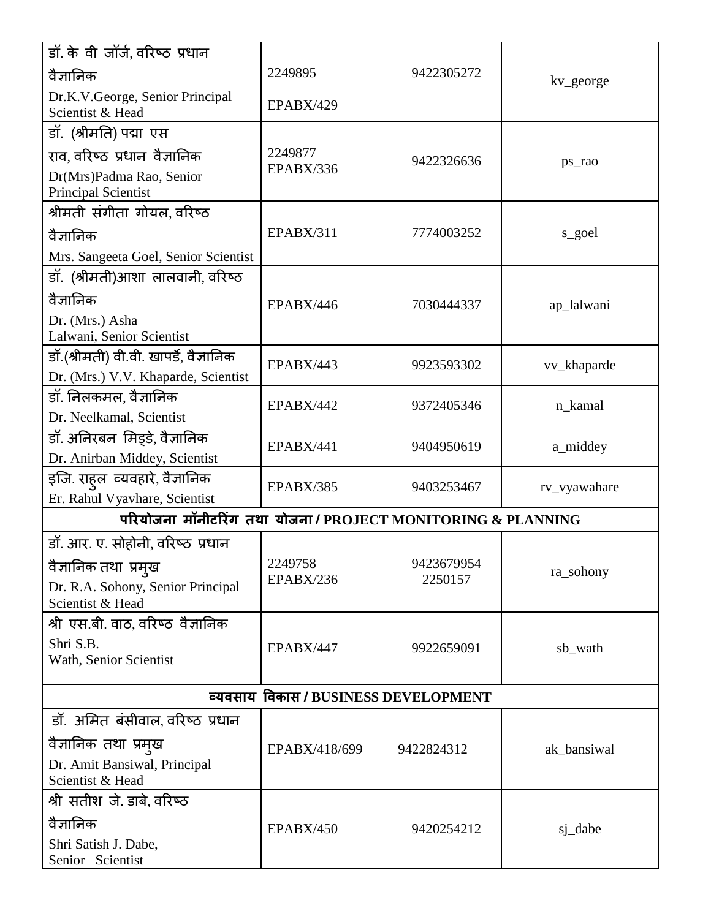| | | | |
|---|---|---|---|
| डॉ. के वी जॉर्ज, वरिष्ठ प्रधान वैज्ञानिक<br>Dr.K.V.George, Senior Principal Scientist & Head | 2249895<br>EPABX/429 | 9422305272 | kv_george |
| डॉ. (श्रीमति) पद्मा एस राव, वरिष्ठ प्रधान वैज्ञानिक<br>Dr(Mrs)Padma Rao, Senior Principal Scientist | 2249877<br>EPABX/336 | 9422326636 | ps_rao |
| श्रीमती संगीता गोयल, वरिष्ठ वैज्ञानिक<br>Mrs. Sangeeta Goel, Senior Scientist | EPABX/311 | 7774003252 | s_goel |
| डॉ. (श्रीमती)आशा लालवानी, वरिष्ठ वैज्ञानिक<br>Dr. (Mrs.) Asha Lalwani, Senior Scientist | EPABX/446 | 7030444337 | ap_lalwani |
| डॉ.(श्रीमती) वी.वी. खापर्डे, वैज्ञानिक<br>Dr. (Mrs.) V.V. Khaparde, Scientist | EPABX/443 | 9923593302 | vv_khaparde |
| डॉ. निलकमल, वैज्ञानिक<br>Dr. Neelkamal, Scientist | EPABX/442 | 9372405346 | n_kamal |
| डॉ. अनिरबन मिड्डे, वैज्ञानिक<br>Dr. Anirban Middey, Scientist | EPABX/441 | 9404950619 | a_middey |
| इंजि. राहुल व्यवहारे, वैज्ञानिक<br>Er. Rahul Vyavhare, Scientist | EPABX/385 | 9403253467 | rv_vyawahare |
| **परियोजना मॉनीटरिंग तथा योजना / PROJECT MONITORING & PLANNING** | | | |
| डॉ. आर. ए. सोहोनी, वरिष्ठ प्रधान वैज्ञानिक तथा प्रमुख<br>Dr. R.A. Sohony, Senior Principal Scientist & Head | 2249758<br>EPABX/236 | 9423679954<br>2250157 | ra_sohony |
| श्री एस.बी. वाठ, वरिष्ठ वैज्ञानिक<br>Shri S.B. Wath, Senior Scientist | EPABX/447 | 9922659091 | sb_wath |
| **व्यवसाय विकास / BUSINESS DEVELOPMENT** | | | |
| डॉ. अमित बंसीवाल, वरिष्ठ प्रधान वैज्ञानिक तथा प्रमुख<br>Dr. Amit Bansiwal, Principal Scientist & Head | EPABX/418/699 | 9422824312 | ak_bansiwal |
| श्री सतीश जे. डाबे, वरिष्ठ वैज्ञानिक<br>Shri Satish J. Dabe, Senior Scientist | EPABX/450 | 9420254212 | sj_dabe |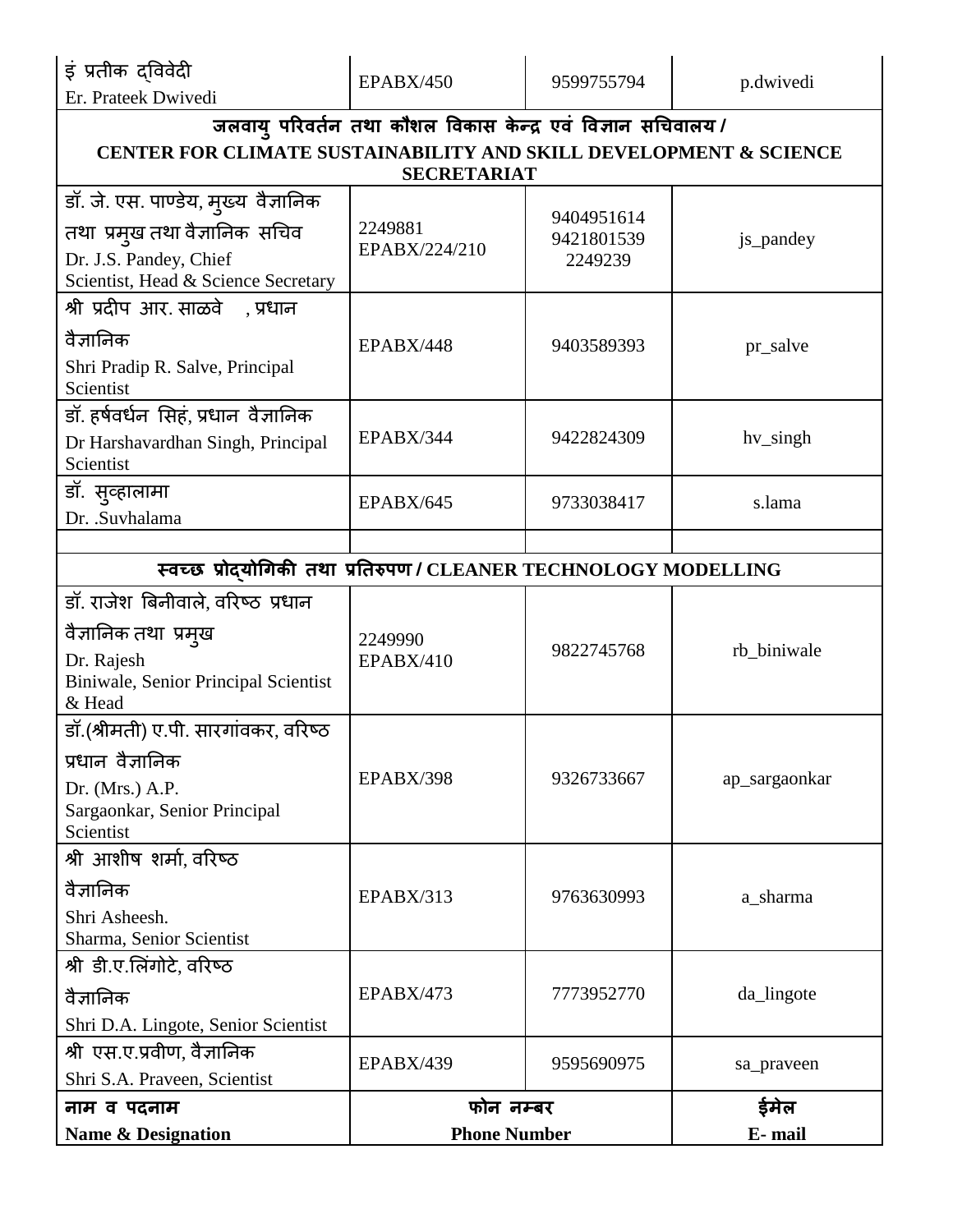| इं प्रतीक द्विवेदी<br>Er. Prateek Dwivedi | EPABX/450 | 9599755794 | p.dwivedi |
|---|---|---|---|
| **जलवायु परिवर्तन तथा कौशल विकास केन्द्र एवं विज्ञान सचिवालय / CENTER FOR CLIMATE SUSTAINABILITY AND SKILL DEVELOPMENT & SCIENCE SECRETARIAT** | | | |
| डॉ. जे. एस. पाण्डेय, मुख्य वैज्ञानिक तथा प्रमुख तथा वैज्ञानिक सचिव<br>Dr. J.S. Pandey, Chief Scientist, Head & Science Secretary | 2249881<br>EPABX/224/210 | 9404951614<br>9421801539<br>2249239 | js_pandey |
| श्री प्रदीप आर. साळवे , प्रधान वैज्ञानिक<br>Shri Pradip R. Salve, Principal Scientist | EPABX/448 | 9403589393 | pr_salve |
| डॉ. हर्षवर्धन सिहं, प्रधान वैज्ञानिक<br>Dr Harshavardhan Singh, Principal Scientist | EPABX/344 | 9422824309 | hv_singh |
| डॉ. सुव्हालामा<br>Dr. .Suvhalama | EPABX/645 | 9733038417 | s.lama |
| | | | |
| **स्वच्छ प्रोद्योगिकी तथा प्रतिरुपण / CLEANER TECHNOLOGY MODELLING** | | | |
| डॉ. राजेश बिनीवाले, वरिष्ठ प्रधान वैज्ञानिक तथा प्रमुख<br>Dr. Rajesh Biniwale, Senior Principal Scientist & Head | 2249990<br>EPABX/410 | 9822745768 | rb_biniwale |
| डॉ.(श्रीमती) ए.पी. सारगांवकर, वरिष्ठ प्रधान वैज्ञानिक<br>Dr. (Mrs.) A.P. Sargaonkar, Senior Principal Scientist | EPABX/398 | 9326733667 | ap_sargaonkar |
| श्री आशीष शर्मा, वरिष्ठ वैज्ञानिक<br>Shri Asheesh. Sharma, Senior Scientist | EPABX/313 | 9763630993 | a_sharma |
| श्री डी.ए.लिंगोटे, वरिष्ठ वैज्ञानिक<br>Shri D.A. Lingote, Senior Scientist | EPABX/473 | 7773952770 | da_lingote |
| श्री एस.ए.प्रवीण, वैज्ञानिक<br>Shri S.A. Praveen, Scientist | EPABX/439 | 9595690975 | sa_praveen |
| **नाम व पदनाम<br>Name & Designation** | **फोन नम्बर<br>Phone Number** | | **ईमेल<br>E- mail** |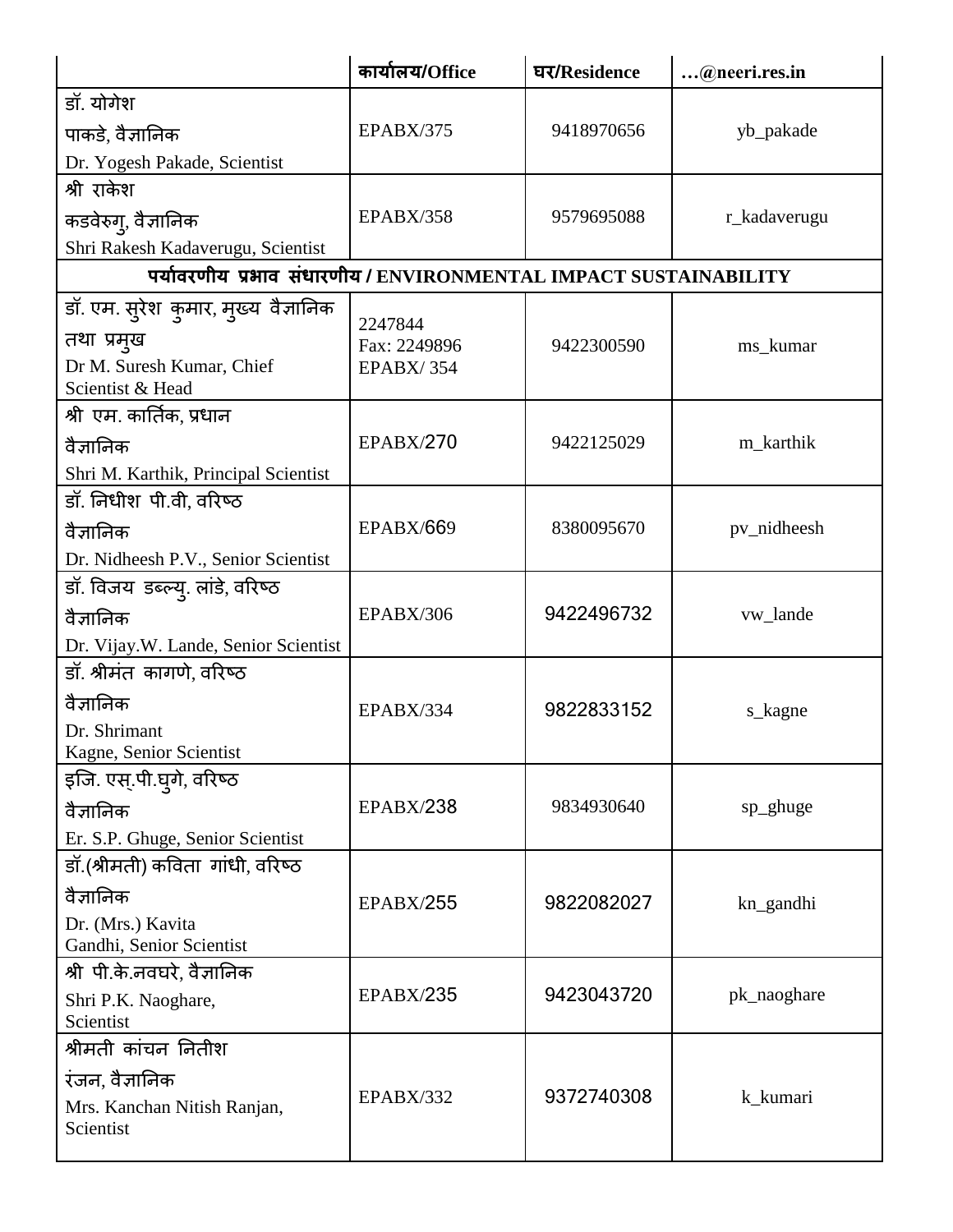| | कार्यालय/Office | घर/Residence | …@neeri.res.in |
|---|---|---|---|
| डॉ. योगेश पाकडे, वैज्ञानिक<br>Dr. Yogesh Pakade, Scientist | EPABX/375 | 9418970656 | yb_pakade |
| श्री राकेश कडवेरुगु, वैज्ञानिक<br>Shri Rakesh Kadaverugu, Scientist | EPABX/358 | 9579695088 | r_kadaverugu |
| **पर्यावरणीय प्रभाव संधारणीय / ENVIRONMENTAL IMPACT SUSTAINABILITY** | | | |
| डॉ. एम. सुरेश कुमार, मुख्य वैज्ञानिक तथा प्रमुख<br>Dr M. Suresh Kumar, Chief Scientist & Head | 2247844<br>Fax: 2249896<br>EPABX/ 354 | 9422300590 | ms_kumar |
| श्री एम. कार्तिक, प्रधान वैज्ञानिक<br>Shri M. Karthik, Principal Scientist | EPABX/270 | 9422125029 | m_karthik |
| डॉ. निधीश पी.वी, वरिष्ठ वैज्ञानिक<br>Dr. Nidheesh P.V., Senior Scientist | EPABX/669 | 8380095670 | pv_nidheesh |
| डॉ. विजय डब्ल्यु. लांडे, वरिष्ठ वैज्ञानिक<br>Dr. Vijay.W. Lande, Senior Scientist | EPABX/306 | 9422496732 | vw_lande |
| डॉ. श्रीमंत कागणे, वरिष्ठ वैज्ञानिक<br>Dr. Shrimant Kagne, Senior Scientist | EPABX/334 | 9822833152 | s_kagne |
| इजि. एस्.पी.घुगे, वरिष्ठ वैज्ञानिक<br>Er. S.P. Ghuge, Senior Scientist | EPABX/238 | 9834930640 | sp_ghuge |
| डॉ.(श्रीमती) कविता गांधी, वरिष्ठ वैज्ञानिक<br>Dr. (Mrs.) Kavita Gandhi, Senior Scientist | EPABX/255 | 9822082027 | kn_gandhi |
| श्री पी.के.नवघरे, वैज्ञानिक<br>Shri P.K. Naoghare, Scientist | EPABX/235 | 9423043720 | pk_naoghare |
| श्रीमती कांचन नितीश रंजन, वैज्ञानिक<br>Mrs. Kanchan Nitish Ranjan, Scientist | EPABX/332 | 9372740308 | k_kumari |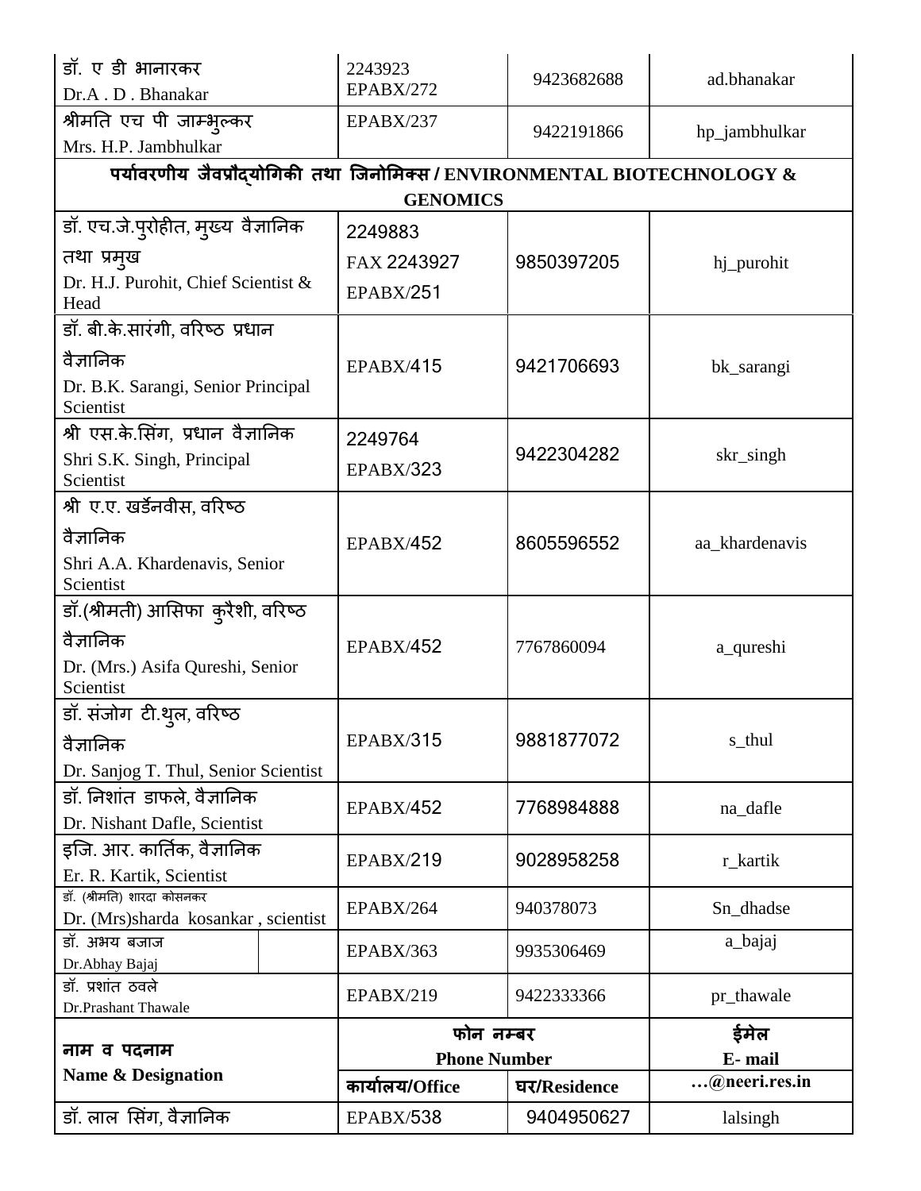| | | | |
|---|---|---|---|
| डॉ. ए डी भानारकर<br>Dr.A . D . Bhanakar | 2243923<br>EPABX/272 | 9423682688 | ad.bhanakar |
| श्रीमति एच पी जाम्भुल्कर<br>Mrs. H.P. Jambhulkar | EPABX/237 | 9422191866 | hp_jambhulkar |
| **पर्यावरणीय जैवप्रौद्योगिकी तथा जिनोमिक्स / ENVIRONMENTAL BIOTECHNOLOGY & GENOMICS** | | | |
| डॉ. एच.जे.पुरोहीत, मुख्य वैज्ञानिक तथा प्रमुख<br>Dr. H.J. Purohit, Chief Scientist & Head | 2249883<br>FAX 2243927<br>EPABX/251 | 9850397205 | hj_purohit |
| डॉ. बी.के.सारंगी, वरिष्ठ प्रधान वैज्ञानिक<br>Dr. B.K. Sarangi, Senior Principal Scientist | EPABX/415 | 9421706693 | bk_sarangi |
| श्री एस.के.सिंग, प्रधान वैज्ञानिक<br>Shri S.K. Singh, Principal Scientist | 2249764<br>EPABX/323 | 9422304282 | skr_singh |
| श्री ए.ए. खर्डेनवीस, वरिष्ठ वैज्ञानिक<br>Shri A.A. Khardenavis, Senior Scientist | EPABX/452 | 8605596552 | aa_khardenavis |
| डॉ.(श्रीमती) आसिफा कुरैशी, वरिष्ठ वैज्ञानिक<br>Dr. (Mrs.) Asifa Qureshi, Senior Scientist | EPABX/452 | 7767860094 | a_qureshi |
| डॉ. संजोग टी.थुल, वरिष्ठ वैज्ञानिक<br>Dr. Sanjog T. Thul, Senior Scientist | EPABX/315 | 9881877072 | s_thul |
| डॉ. निशांत डाफले, वैज्ञानिक<br>Dr. Nishant Dafle, Scientist | EPABX/452 | 7768984888 | na_dafle |
| इजि. आर. कार्तिक, वैज्ञानिक<br>Er. R. Kartik, Scientist | EPABX/219 | 9028958258 | r_kartik |
| डॉ. (श्रीमति) शारदा कोसनकर<br>Dr. (Mrs)sharda kosankar , scientist | EPABX/264 | 940378073 | Sn_dhadse |
| डॉ. अभय बजाज<br>Dr.Abhay Bajaj | EPABX/363 | 9935306469 | a_bajaj |
| डॉ. प्रशांत ठवले<br>Dr.Prashant Thawale | EPABX/219 | 9422333366 | pr_thawale |
| **नाम व पदनाम**<br>**Name & Designation** | **फोन नम्बर**<br>**Phone Number** | | **ईमेल**<br>**E- mail** |
| | **कार्यालय/Office** | **घर/Residence** | **…@neeri.res.in** |
| डॉ. लाल सिंग, वैज्ञानिक | EPABX/538 | 9404950627 | lalsingh |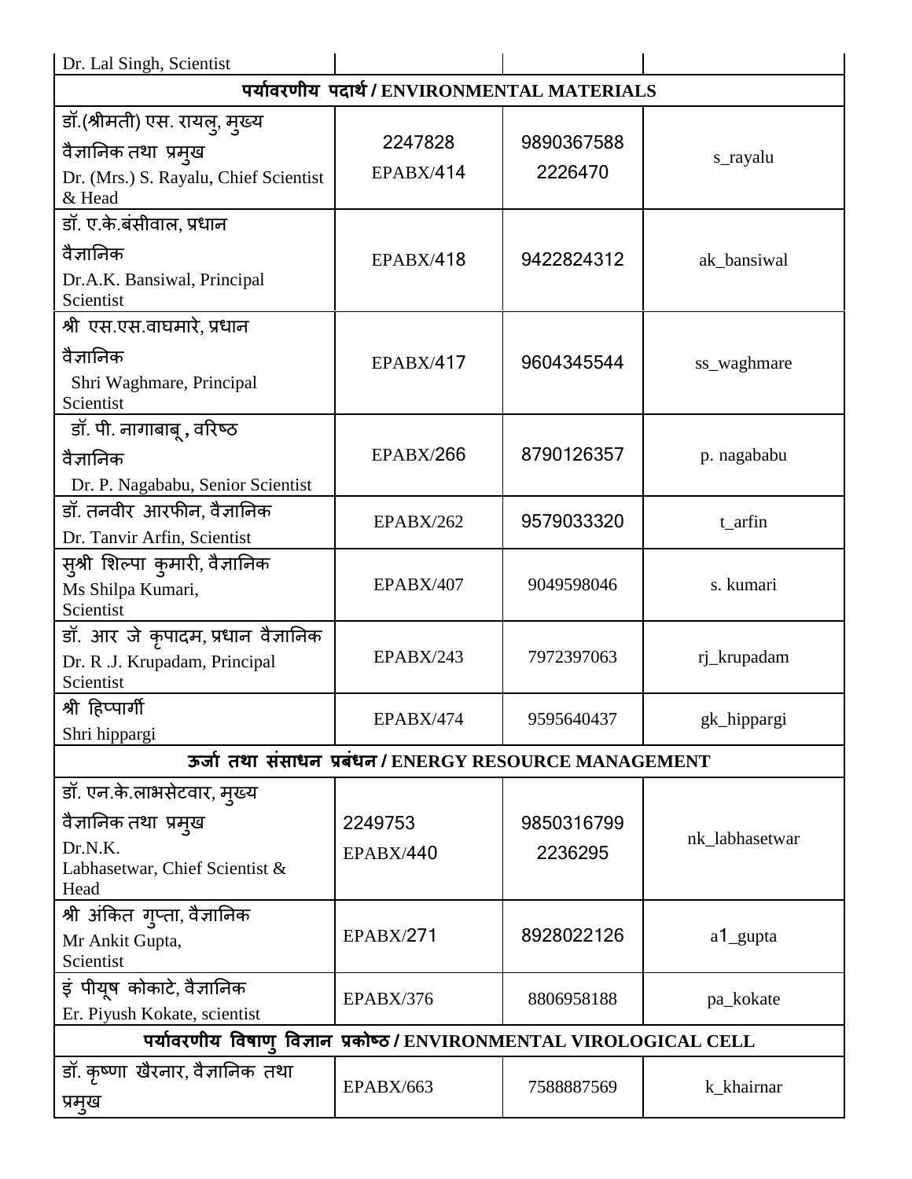| | | | |
|---|---|---|---|
| Dr. Lal Singh, Scientist | | | |
| **पर्यावरणीय पदार्थ / ENVIRONMENTAL MATERIALS** | | | |
| डॉ.(श्रीमती) एस. रायलु, मुख्य वैज्ञानिक तथा प्रमुख<br>Dr. (Mrs.) S. Rayalu, Chief Scientist & Head | 2247828<br>EPABX/414 | 9890367588<br>2226470 | s_rayalu |
| डॉ. ए.के.बंसीवाल, प्रधान वैज्ञानिक<br>Dr.A.K. Bansiwal, Principal Scientist | EPABX/418 | 9422824312 | ak_bansiwal |
| श्री एस.एस.वाघमारे, प्रधान वैज्ञानिक<br>Shri Waghmare, Principal Scientist | EPABX/417 | 9604345544 | ss_waghmare |
| डॉ. पी. नागाबाबू , वरिष्ठ वैज्ञानिक<br>Dr. P. Nagababu, Senior Scientist | EPABX/266 | 8790126357 | p. nagababu |
| डॉ. तनवीर आरफीन, वैज्ञानिक<br>Dr. Tanvir Arfin, Scientist | EPABX/262 | 9579033320 | t_arfin |
| सुश्री शिल्पा कुमारी, वैज्ञानिक<br>Ms Shilpa Kumari, Scientist | EPABX/407 | 9049598046 | s. kumari |
| डॉ. आर जे कृपादम, प्रधान वैज्ञानिक<br>Dr. R .J. Krupadam, Principal Scientist | EPABX/243 | 7972397063 | rj_krupadam |
| श्री हिप्पार्गी<br>Shri hippargi | EPABX/474 | 9595640437 | gk_hippargi |
| **ऊर्जा तथा संसाधन प्रबंधन / ENERGY RESOURCE MANAGEMENT** | | | |
| डॉ. एन.के.लाभसेटवार, मुख्य वैज्ञानिक तथा प्रमुख<br>Dr.N.K. Labhasetwar, Chief Scientist & Head | 2249753<br>EPABX/440 | 9850316799<br>2236295 | nk_labhasetwar |
| श्री अंकित गुप्ता, वैज्ञानिक<br>Mr Ankit Gupta, Scientist | EPABX/271 | 8928022126 | a1_gupta |
| इं पीयूष कोकाटे, वैज्ञानिक<br>Er. Piyush Kokate, scientist | EPABX/376 | 8806958188 | pa_kokate |
| **पर्यावरणीय विषाणु विज्ञान प्रकोष्ठ / ENVIRONMENTAL VIROLOGICAL CELL** | | | |
| डॉ. कृष्णा खैरनार, वैज्ञानिक तथा प्रमुख | EPABX/663 | 7588887569 | k_khairnar |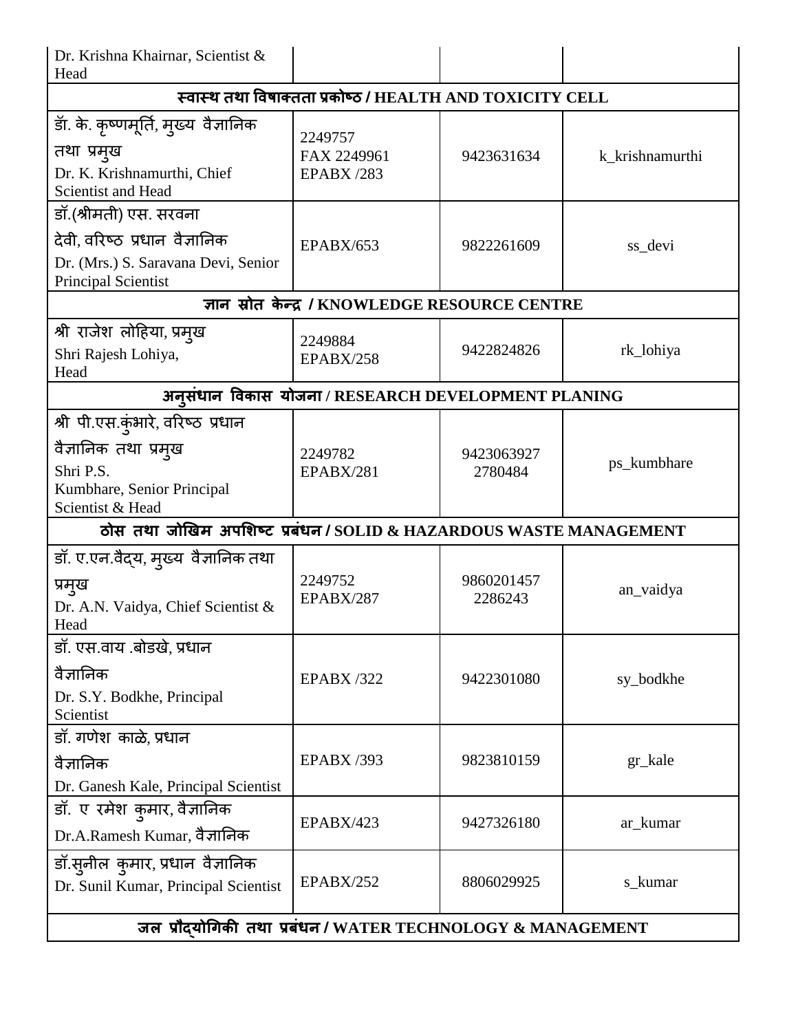| | | | |
|---|---|---|---|
| Dr. Krishna Khairnar, Scientist & Head | | | |
| **स्वास्थ तथा विषाक्तता प्रकोष्ठ / HEALTH AND TOXICITY CELL** | | | |
| डॉ. के. कृष्णमूर्ति, मुख्य वैज्ञानिक तथा प्रमुख<br>Dr. K. Krishnamurthi, Chief Scientist and Head | 2249757<br>FAX 2249961<br>EPABX /283 | 9423631634 | k_krishnamurthi |
| डॉ.(श्रीमती) एस. सरवना देवी, वरिष्ठ प्रधान वैज्ञानिक<br>Dr. (Mrs.) S. Saravana Devi, Senior Principal Scientist | EPABX/653 | 9822261609 | ss_devi |
| **ज्ञान स्रोत केन्द्र / KNOWLEDGE RESOURCE CENTRE** | | | |
| श्री राजेश लोहिया, प्रमुख<br>Shri Rajesh Lohiya, Head | 2249884<br>EPABX/258 | 9422824826 | rk_lohiya |
| **अनुसंधान विकास योजना / RESEARCH DEVELOPMENT PLANING** | | | |
| श्री पी.एस.कुंभारे, वरिष्ठ प्रधान वैज्ञानिक तथा प्रमुख<br>Shri P.S. Kumbhare, Senior Principal Scientist & Head | 2249782<br>EPABX/281 | 9423063927<br>2780484 | ps_kumbhare |
| **ठोस तथा जोखिम अपशिष्ट प्रबंधन / SOLID & HAZARDOUS WASTE MANAGEMENT** | | | |
| डॉ. ए.एन.वैद्य, मुख्य वैज्ञानिक तथा प्रमुख<br>Dr. A.N. Vaidya, Chief Scientist & Head | 2249752<br>EPABX/287 | 9860201457<br>2286243 | an_vaidya |
| डॉ. एस.वाय .बोडखे, प्रधान वैज्ञानिक<br>Dr. S.Y. Bodkhe, Principal Scientist | EPABX /322 | 9422301080 | sy_bodkhe |
| डॉ. गणेश काळे, प्रधान वैज्ञानिक<br>Dr. Ganesh Kale, Principal Scientist | EPABX /393 | 9823810159 | gr_kale |
| डॉ. ए रमेश कुमार, वैज्ञानिक<br>Dr.A.Ramesh Kumar, वैज्ञानिक | EPABX/423 | 9427326180 | ar_kumar |
| डॉ.सुनील कुमार, प्रधान वैज्ञानिक<br>Dr. Sunil Kumar, Principal Scientist | EPABX/252 | 8806029925 | s_kumar |
| **जल प्रौद्योगिकी तथा प्रबंधन / WATER TECHNOLOGY & MANAGEMENT** | | | |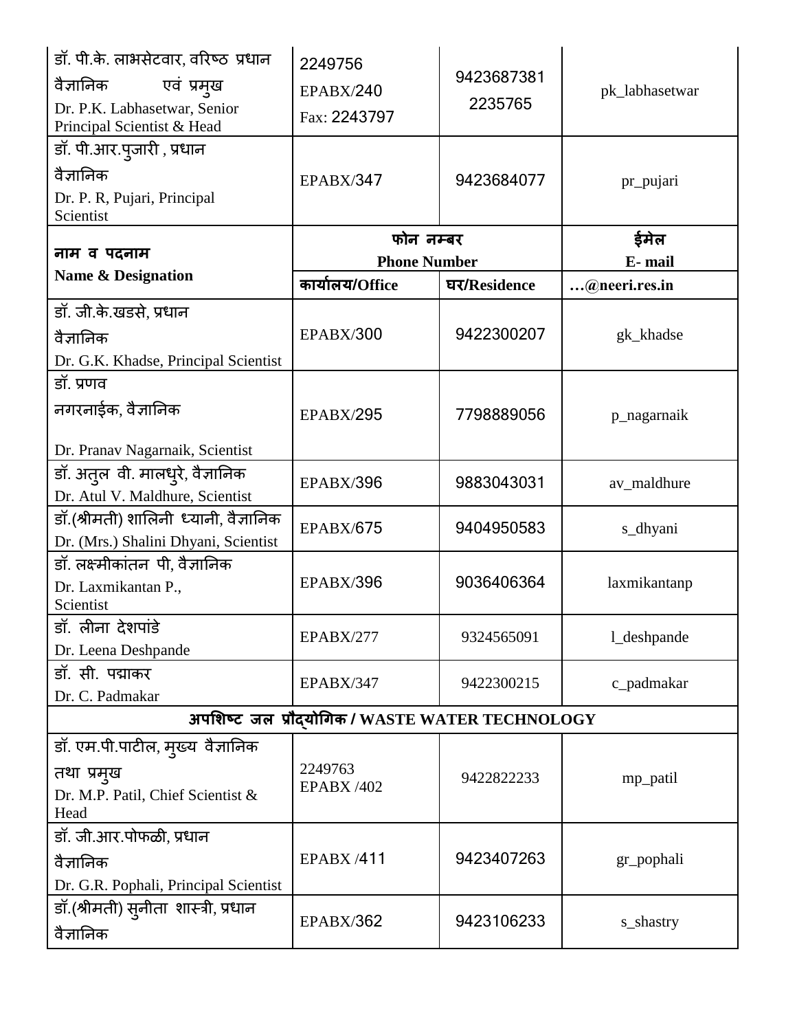| डॉ. पी.के. लाभसेटवार, वरिष्ठ प्रधान वैज्ञानिक एवं प्रमुख<br>Dr. P.K. Labhasetwar, Senior Principal Scientist & Head | 2249756<br>EPABX/240<br>Fax: 2243797 | 9423687381<br>2235765 | pk_labhasetwar |
|---|---|---|---|
| डॉ. पी.आर.पुजारी , प्रधान वैज्ञानिक<br>Dr. P. R, Pujari, Principal Scientist | EPABX/347 | 9423684077 | pr_pujari |
| **नाम व पदनाम**<br>**Name & Designation** | **फोन नम्बर**<br>**Phone Number** | | **ईमेल**<br>**E- mail** |
| | **कार्यालय/Office** | **घर/Residence** | **…@neeri.res.in** |
| डॉ. जी.के.खडसे, प्रधान वैज्ञानिक<br>Dr. G.K. Khadse, Principal Scientist | EPABX/300 | 9422300207 | gk_khadse |
| डॉ. प्रणव नगरनाईक, वैज्ञानिक<br>Dr. Pranav Nagarnaik, Scientist | EPABX/295 | 7798889056 | p_nagarnaik |
| डॉ. अतुल वी. मालधुरे, वैज्ञानिक<br>Dr. Atul V. Maldhure, Scientist | EPABX/396 | 9883043031 | av_maldhure |
| डॉ.(श्रीमती) शालिनी ध्यानी, वैज्ञानिक<br>Dr. (Mrs.) Shalini Dhyani, Scientist | EPABX/675 | 9404950583 | s_dhyani |
| डॉ. लक्ष्मीकांतन पी, वैज्ञानिक<br>Dr. Laxmikantan P., Scientist | EPABX/396 | 9036406364 | laxmikantanp |
| डॉ. लीना देशपांडे<br>Dr. Leena Deshpande | EPABX/277 | 9324565091 | l_deshpande |
| डॉ. सी. पद्माकर<br>Dr. C. Padmakar | EPABX/347 | 9422300215 | c_padmakar |
| **अपशिष्ट जल प्रौद्योगिक / WASTE WATER TECHNOLOGY** | | | |
| डॉ. एम.पी.पाटील, मुख्य वैज्ञानिक तथा प्रमुख<br>Dr. M.P. Patil, Chief Scientist & Head | 2249763<br>EPABX /402 | 9422822233 | mp_patil |
| डॉ. जी.आर.पोफळी, प्रधान वैज्ञानिक<br>Dr. G.R. Pophali, Principal Scientist | EPABX /411 | 9423407263 | gr_pophali |
| डॉ.(श्रीमती) सुनीता शास्त्री, प्रधान वैज्ञानिक | EPABX/362 | 9423106233 | s_shastry |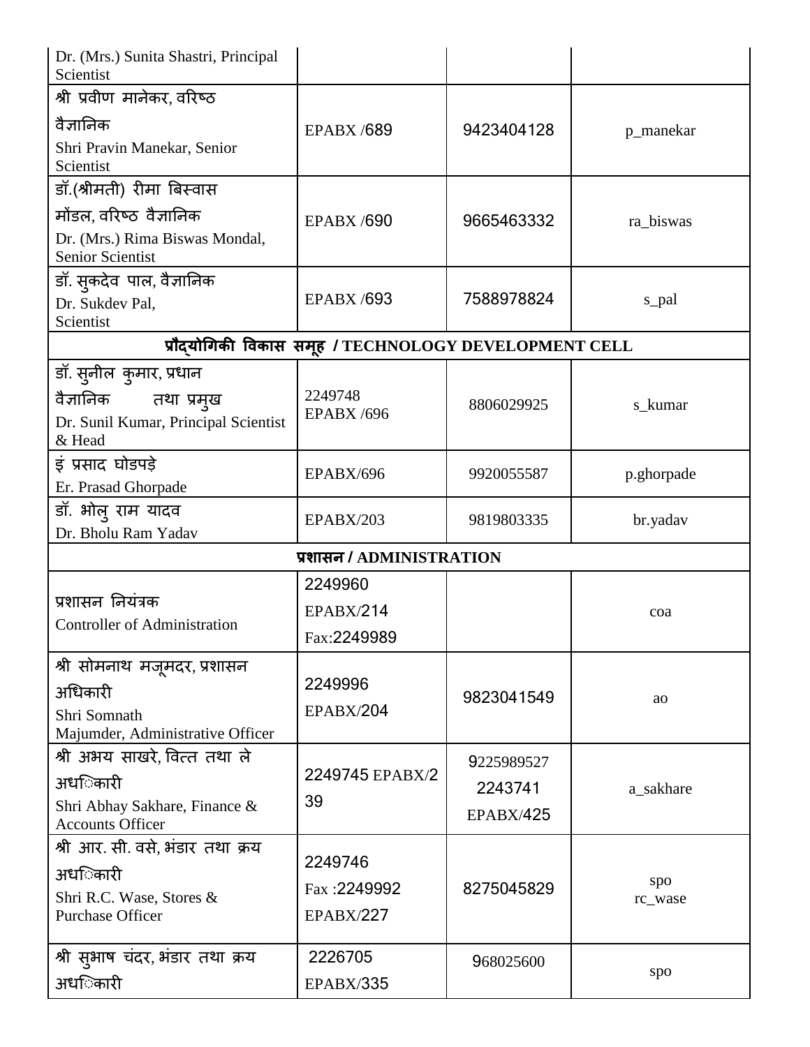| | | | |
|---|---|---|---|
| Dr. (Mrs.) Sunita Shastri, Principal Scientist | | | |
| श्री प्रवीण मानेकर, वरिष्ठ वैज्ञानिक<br>Shri Pravin Manekar, Senior Scientist | EPABX /689 | 9423404128 | p_manekar |
| डॉ.(श्रीमती) रीमा बिस्वास मोंडल, वरिष्ठ वैज्ञानिक<br>Dr. (Mrs.) Rima Biswas Mondal, Senior Scientist | EPABX /690 | 9665463332 | ra_biswas |
| डॉ. सुकदेव पाल, वैज्ञानिक<br>Dr. Sukdev Pal, Scientist | EPABX /693 | 7588978824 | s_pal |
| **प्रौद्योगिकी विकास समूह / TECHNOLOGY DEVELOPMENT CELL** | | | |
| डॉ. सुनील कुमार, प्रधान वैज्ञानिक तथा प्रमुख<br>Dr. Sunil Kumar, Principal Scientist & Head | 2249748<br>EPABX /696 | 8806029925 | s_kumar |
| इं प्रसाद घोडपड़े<br>Er. Prasad Ghorpade | EPABX/696 | 9920055587 | p.ghorpade |
| डॉ. भोलु राम यादव<br>Dr. Bholu Ram Yadav | EPABX/203 | 9819803335 | br.yadav |
| **प्रशासन / ADMINISTRATION** | | | |
| प्रशासन नियंत्रक<br>Controller of Administration | 2249960<br>EPABX/214<br>Fax:2249989 | | coa |
| श्री सोमनाथ मजूमदर, प्रशासन अधिकारी<br>Shri Somnath Majumder, Administrative Officer | 2249996<br>EPABX/204 | 9823041549 | ao |
| श्री अभय साखरे, वित्त तथा ले अधिकारी<br>Shri Abhay Sakhare, Finance & Accounts Officer | 2249745 EPABX/239 | 9225989527<br>2243741<br>EPABX/425 | a_sakhare |
| श्री आर. सी. वसे, भंडार तथा क्रय अधिकारी<br>Shri R.C. Wase, Stores & Purchase Officer | 2249746<br>Fax :2249992<br>EPABX/227 | 8275045829 | spo<br>rc_wase |
| श्री सुभाष चंदर, भंडार तथा क्रय अधिकारी | 2226705<br>EPABX/335 | 968025600 | spo |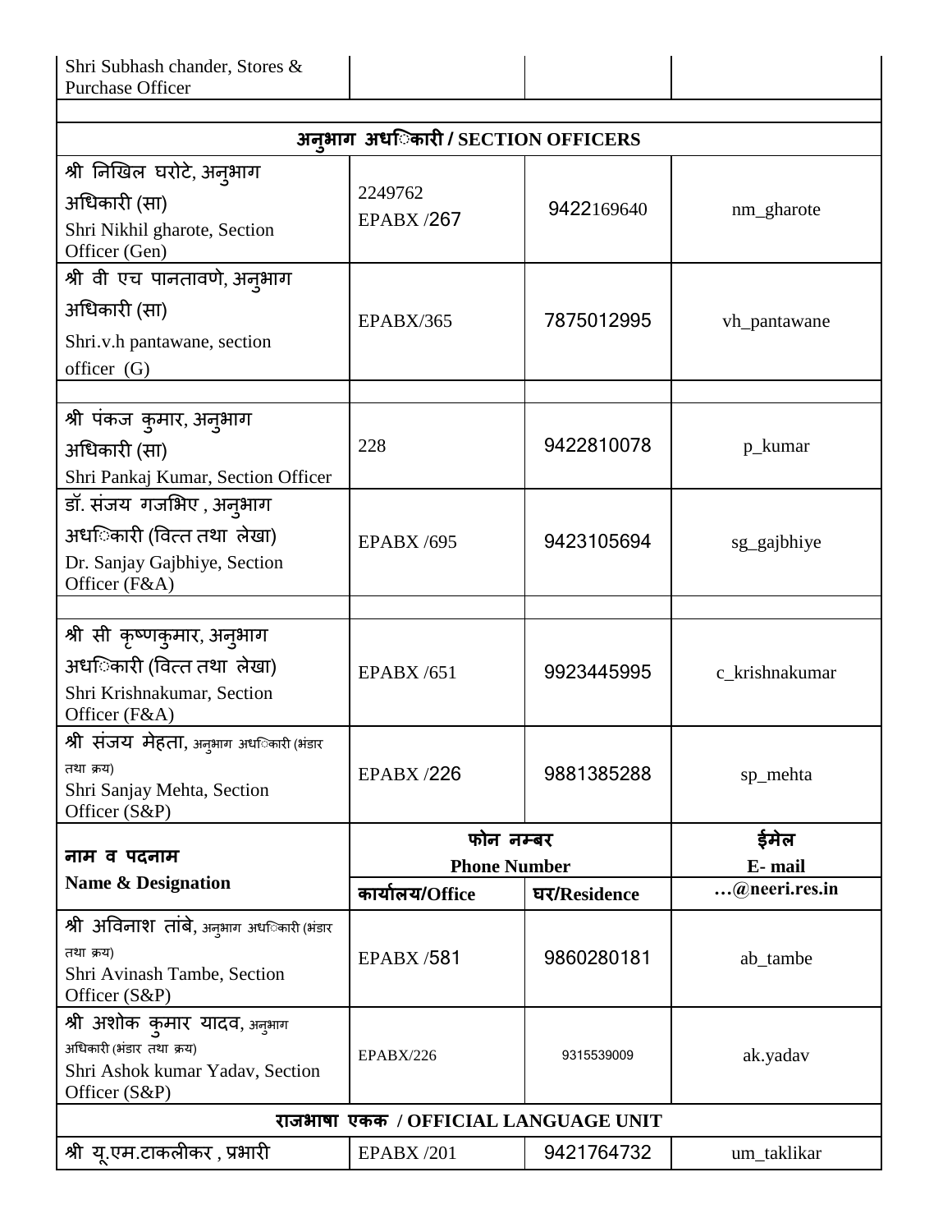| | | | |
|---|---|---|---|
| Shri Subhash chander, Stores & Purchase Officer | | | |
| | | | |
| **अनुभाग अधिकारी / SECTION OFFICERS** | | | |
| श्री निखिल घरोटे, अनुभाग अधिकारी (सा) Shri Nikhil gharote, Section Officer (Gen) | 2249762 EPABX /267 | 9422169640 | nm_gharote |
| श्री वी एच पानतावणे, अनुभाग अधिकारी (सा) Shri.v.h pantawane, section officer (G) | EPABX/365 | 7875012995 | vh_pantawane |
| | | | |
| श्री पंकज कुमार, अनुभाग अधिकारी (सा) Shri Pankaj Kumar, Section Officer | 228 | 9422810078 | p_kumar |
| डॉ. संजय गजभिए , अनुभाग अधिकारी (वित्त तथा लेखा) Dr. Sanjay Gajbhiye, Section Officer (F&A) | EPABX /695 | 9423105694 | sg_gajbhiye |
| | | | |
| श्री सी कृष्णकुमार, अनुभाग अधिकारी (वित्त तथा लेखा) Shri Krishnakumar, Section Officer (F&A) | EPABX /651 | 9923445995 | c_krishnakumar |
| श्री संजय मेहता, अनुभाग अधिकारी (भंडार तथा क्रय) Shri Sanjay Mehta, Section Officer (S&P) | EPABX /226 | 9881385288 | sp_mehta |
| **नाम व पदनाम Name & Designation** | **फोन नम्बर Phone Number** | | **ईमेल E- mail** |
| | **कार्यालय/Office** | **घर/Residence** | **…@neeri.res.in** |
| श्री अविनाश तांबे, अनुभाग अधिकारी (भंडार तथा क्रय) Shri Avinash Tambe, Section Officer (S&P) | EPABX /581 | 9860280181 | ab_tambe |
| श्री अशोक कुमार यादव, अनुभाग अधिकारी (भंडार तथा क्रय) Shri Ashok kumar Yadav, Section Officer (S&P) | EPABX/226 | 9315539009 | ak.yadav |
| **राजभाषा एकक / OFFICIAL LANGUAGE UNIT** | | | |
| श्री यू.एम.टाकलीकर , प्रभारी | EPABX /201 | 9421764732 | um_taklikar |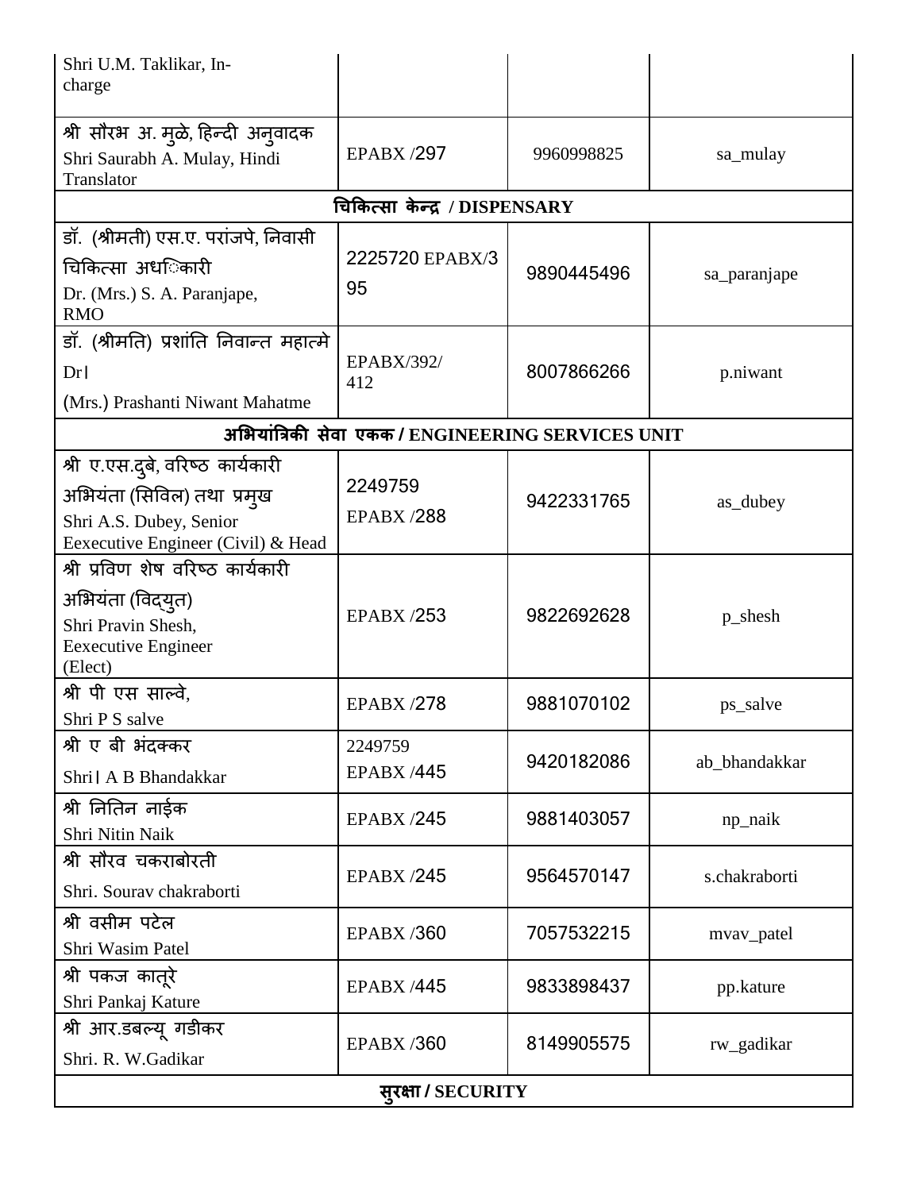| | | | |
|---|---|---|---|
| Shri U.M. Taklikar, In-charge | | | |
| श्री सौरभ अ. मुळे, हिन्दी अनुवादक Shri Saurabh A. Mulay, Hindi Translator | EPABX /297 | 9960998825 | sa_mulay |
| **चिकित्सा केन्द्र / DISPENSARY** | | | |
| डॉ. (श्रीमती) एस.ए. परांजपे, निवासी चिकित्सा अधिकारी Dr. (Mrs.) S. A. Paranjape, RMO | 2225720 EPABX/395 | 9890445496 | sa_paranjape |
| डॉ. (श्रीमति) प्रशांति निवान्त महात्मे Dr. (Mrs.) Prashanti Niwant Mahatme | EPABX/392/412 | 8007866266 | p.niwant |
| **अभियांत्रिकी सेवा एकक / ENGINEERING SERVICES UNIT** | | | |
| श्री ए.एस.दुबे, वरिष्ठ कार्यकारी अभियंता (सिविल) तथा प्रमुख Shri A.S. Dubey, Senior Eexecutive Engineer (Civil) & Head | 2249759 EPABX /288 | 9422331765 | as_dubey |
| श्री प्रविण शेष वरिष्ठ कार्यकारी अभियंता (विद्युत) Shri Pravin Shesh, Eexecutive Engineer (Elect) | EPABX /253 | 9822692628 | p_shesh |
| श्री पी एस साल्वे, Shri P S salve | EPABX /278 | 9881070102 | ps_salve |
| श्री ए बी भंदक्कर Shri A B Bhandakkar | 2249759 EPABX /445 | 9420182086 | ab_bhandakkar |
| श्री नितिन नाईक Shri Nitin Naik | EPABX /245 | 9881403057 | np_naik |
| श्री सौरव चकराबोरती Shri. Sourav chakraborti | EPABX /245 | 9564570147 | s.chakraborti |
| श्री वसीम पटेल Shri Wasim Patel | EPABX /360 | 7057532215 | mvav_patel |
| श्री पकज कातूरे Shri Pankaj Kature | EPABX /445 | 9833898437 | pp.kature |
| श्री आर.डबल्यू गडीकर Shri. R. W.Gadikar | EPABX /360 | 8149905575 | rw_gadikar |
| **सुरक्षा / SECURITY** | | | |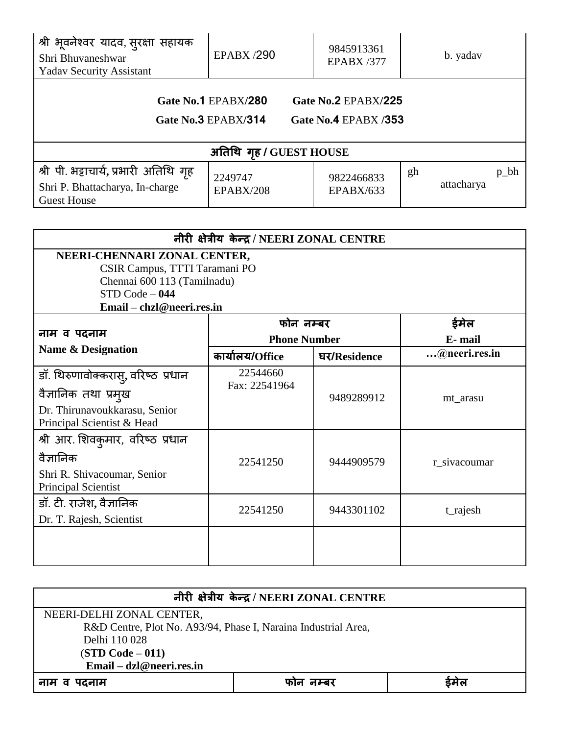| | | | |
|---|---|---|---|
| श्री भूवनेश्वर यादव, सुरक्षा सहायक<br>Shri Bhuvaneshwar Yadav Security Assistant | EPABX /290 | 9845913361<br>EPABX /377 | b. yadav |
| **Gate No.1** EPABX/**280** **Gate No.2** EPABX/**225**<br>**Gate No.3** EPABX/**314** **Gate No.4** EPABX /**353** | | | |
| **अतिथि गृह / GUEST HOUSE** | | | |
| श्री पी. भट्टाचार्य, प्रभारी अतिथि गृह<br>Shri P. Bhattacharya, In-charge Guest House | 2249747<br>EPABX/208 | 9822466833<br>EPABX/633 | gh p_bhattacharya |

| **नीरी क्षेत्रीय केन्द्र / NEERI ZONAL CENTRE** | | | |
|---|---|---|---|
| **NEERI-CHENNARI ZONAL CENTER,**<br>CSIR Campus, TTTI Taramani PO<br>Chennai 600 113 (Tamilnadu)<br>STD Code – **044**<br>**Email – chzl@neeri.res.in** | | | |
| **नाम व पदनाम**<br>**Name & Designation** | **फोन नम्बर**<br>**Phone Number** | | **ईमेल**<br>**E- mail** |
| | **कार्यालय/Office** | **घर/Residence** | **…@neeri.res.in** |
| डॉ. थिरुणावोक्करासु, वरिष्ठ प्रधान वैज्ञानिक तथा प्रमुख<br>Dr. Thirunavoukkarasu, Senior Principal Scientist & Head | 22544660<br>Fax: 22541964 | 9489289912 | mt_arasu |
| श्री आर. शिवकुमार, वरिष्ठ प्रधान वैज्ञानिक<br>Shri R. Shivacoumar, Senior Principal Scientist | 22541250 | 9444909579 | r_sivacoumar |
| डॉ. टी. राजेश, वैज्ञानिक<br>Dr. T. Rajesh, Scientist | 22541250 | 9443301102 | t_rajesh |
| | | | |

| **नीरी क्षेत्रीय केन्द्र / NEERI ZONAL CENTRE** | | |
|---|---|---|
| NEERI-DELHI ZONAL CENTER,<br>R&D Centre, Plot No. A93/94, Phase I, Naraina Industrial Area,<br>Delhi 110 028<br>(**STD Code – 011**)<br>**Email – dzl@neeri.res.in** | | |
| **नाम व पदनाम** | **फोन नम्बर** | **ईमेल** |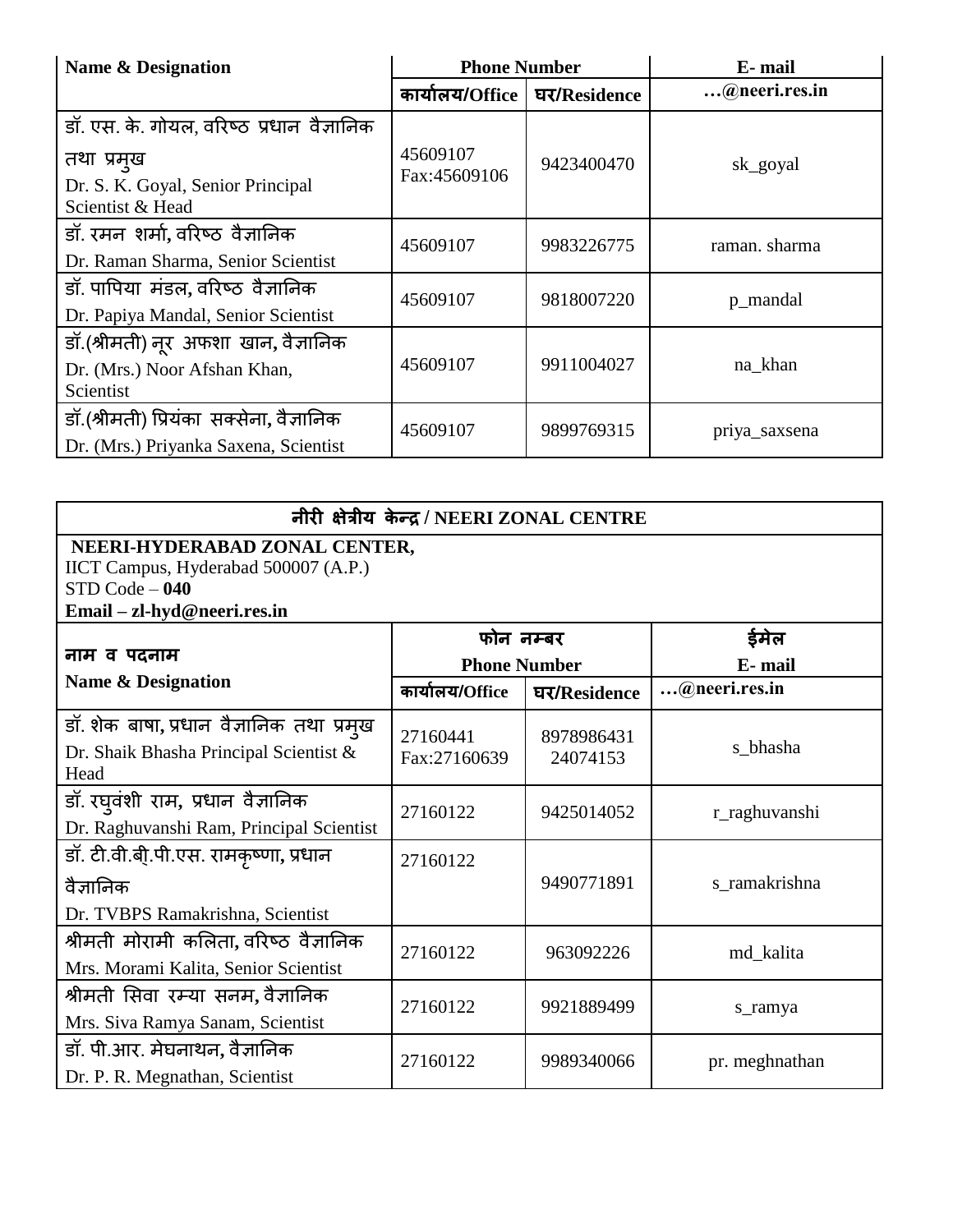| Name & Designation | Phone Number | | E- mail |
|---|---|---|---|
| | कार्यालय/Office | घर/Residence | …@neeri.res.in |
| डॉ. एस. के. गोयल, वरिष्ठ प्रधान वैज्ञानिक तथा प्रमुख<br>Dr. S. K. Goyal, Senior Principal Scientist & Head | 45609107<br>Fax:45609106 | 9423400470 | sk_goyal |
| डॉ. रमन शर्मा, वरिष्ठ वैज्ञानिक<br>Dr. Raman Sharma, Senior Scientist | 45609107 | 9983226775 | raman. sharma |
| डॉ. पापिया मंडल, वरिष्ठ वैज्ञानिक<br>Dr. Papiya Mandal, Senior Scientist | 45609107 | 9818007220 | p_mandal |
| डॉ.(श्रीमती) नूर अफशा खान, वैज्ञानिक<br>Dr. (Mrs.) Noor Afshan Khan, Scientist | 45609107 | 9911004027 | na_khan |
| डॉ.(श्रीमती) प्रियंका सक्सेना, वैज्ञानिक<br>Dr. (Mrs.) Priyanka Saxena, Scientist | 45609107 | 9899769315 | priya_saxsena |

## नीरी क्षेत्रीय केन्द्र / NEERI ZONAL CENTRE

**NEERI-HYDERABAD ZONAL CENTER,**
IICT Campus, Hyderabad 500007 (A.P.)
STD Code – **040**
**Email – zl-hyd@neeri.res.in**

| नाम व पदनाम<br>Name & Designation | फोन नम्बर<br>Phone Number | | ईमेल<br>E- mail |
|---|---|---|---|
| | कार्यालय/Office | घर/Residence | …@neeri.res.in |
| डॉ. शेक बाषा, प्रधान वैज्ञानिक तथा प्रमुख<br>Dr. Shaik Bhasha Principal Scientist & Head | 27160441<br>Fax:27160639 | 8978986431<br>24074153 | s_bhasha |
| डॉ. रघुवंशी राम, प्रधान वैज्ञानिक<br>Dr. Raghuvanshi Ram, Principal Scientist | 27160122 | 9425014052 | r_raghuvanshi |
| डॉ. टी.वी.बी.पी.एस. रामकृष्णा, प्रधान वैज्ञानिक<br>Dr. TVBPS Ramakrishna, Scientist | 27160122 | 9490771891 | s_ramakrishna |
| श्रीमती मोरामी कलिता, वरिष्ठ वैज्ञानिक<br>Mrs. Morami Kalita, Senior Scientist | 27160122 | 963092226 | md_kalita |
| श्रीमती सिवा रम्या सनम, वैज्ञानिक<br>Mrs. Siva Ramya Sanam, Scientist | 27160122 | 9921889499 | s_ramya |
| डॉ. पी.आर. मेघनाथन, वैज्ञानिक<br>Dr. P. R. Megnathan, Scientist | 27160122 | 9989340066 | pr. meghnathan |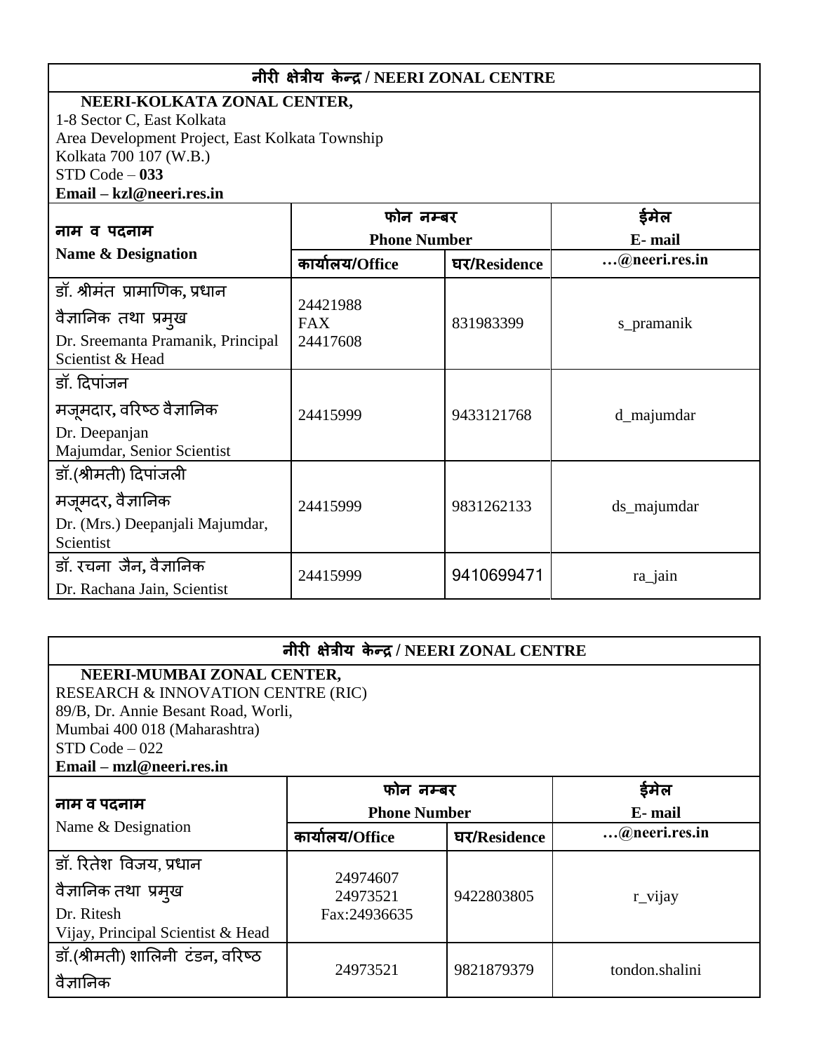| नीरी क्षेत्रीय केन्द्र / NEERI ZONAL CENTRE | | | |
|---|---|---|---|
| **NEERI-KOLKATA ZONAL CENTER,**<br>1-8 Sector C, East Kolkata<br>Area Development Project, East Kolkata Township<br>Kolkata 700 107 (W.B.)<br>STD Code – **033**<br>**Email – kzl@neeri.res.in** | | | |
| **नाम व पदनाम**<br>**Name & Designation** | **फोन नम्बर**<br>**Phone Number** | | **ईमेल**<br>**E- mail** |
| | **कार्यालय/Office** | **घर/Residence** | **…@neeri.res.in** |
| डॉ. श्रीमंत प्रामाणिक, प्रधान वैज्ञानिक तथा प्रमुख<br>Dr. Sreemanta Pramanik, Principal Scientist & Head | 24421988<br>FAX<br>24417608 | 831983399 | s_pramanik |
| डॉ. दिपांजन मजूमदार, वरिष्ठ वैज्ञानिक<br>Dr. Deepanjan Majumdar, Senior Scientist | 24415999 | 9433121768 | d_majumdar |
| डॉ.(श्रीमती) दिपांजली मजूमदर, वैज्ञानिक<br>Dr. (Mrs.) Deepanjali Majumdar, Scientist | 24415999 | 9831262133 | ds_majumdar |
| डॉ. रचना जैन, वैज्ञानिक<br>Dr. Rachana Jain, Scientist | 24415999 | 9410699471 | ra_jain |

| नीरी क्षेत्रीय केन्द्र / NEERI ZONAL CENTRE | | | |
|---|---|---|---|
| **NEERI-MUMBAI ZONAL CENTER,**<br>RESEARCH & INNOVATION CENTRE (RIC)<br>89/B, Dr. Annie Besant Road, Worli,<br>Mumbai 400 018 (Maharashtra)<br>STD Code – 022<br>**Email – mzl@neeri.res.in** | | | |
| **नाम व पदनाम**<br>Name & Designation | **फोन नम्बर**<br>**Phone Number** | | **ईमेल**<br>**E- mail** |
| | **कार्यालय/Office** | **घर/Residence** | **…@neeri.res.in** |
| डॉ. रितेश विजय, प्रधान वैज्ञानिक तथा प्रमुख<br>Dr. Ritesh Vijay, Principal Scientist & Head | 24974607<br>24973521<br>Fax:24936635 | 9422803805 | r_vijay |
| डॉ.(श्रीमती) शालिनी टंडन, वरिष्ठ वैज्ञानिक | 24973521 | 9821879379 | tondon.shalini |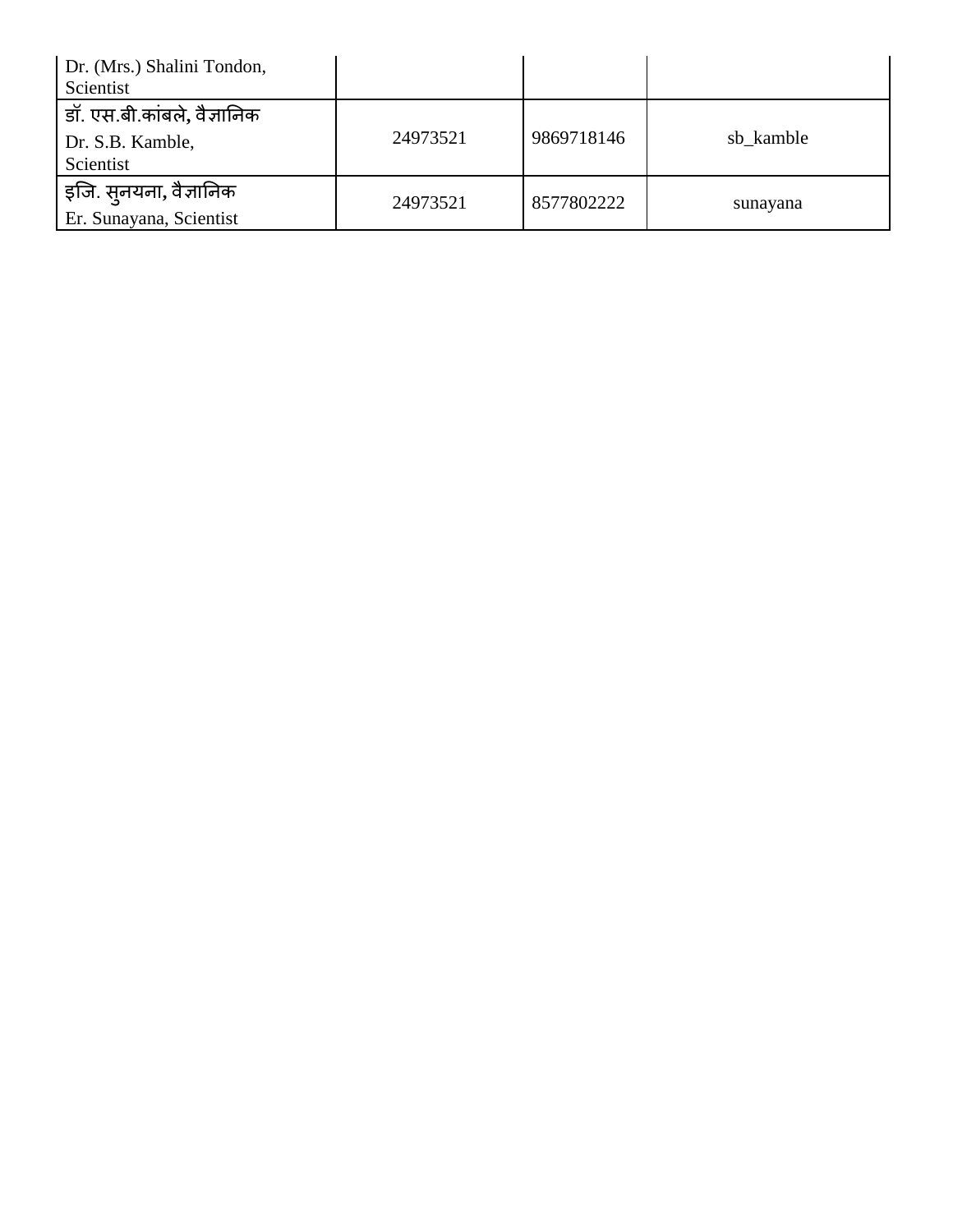| | | | |
|---|---|---|---|
| Dr. (Mrs.) Shalini Tondon, Scientist | | | |
| डॉ. एस.बी.कांबले, वैज्ञानिक<br>Dr. S.B. Kamble, Scientist | 24973521 | 9869718146 | sb_kamble |
| इजि. सुनयना, वैज्ञानिक<br>Er. Sunayana, Scientist | 24973521 | 8577802222 | sunayana |